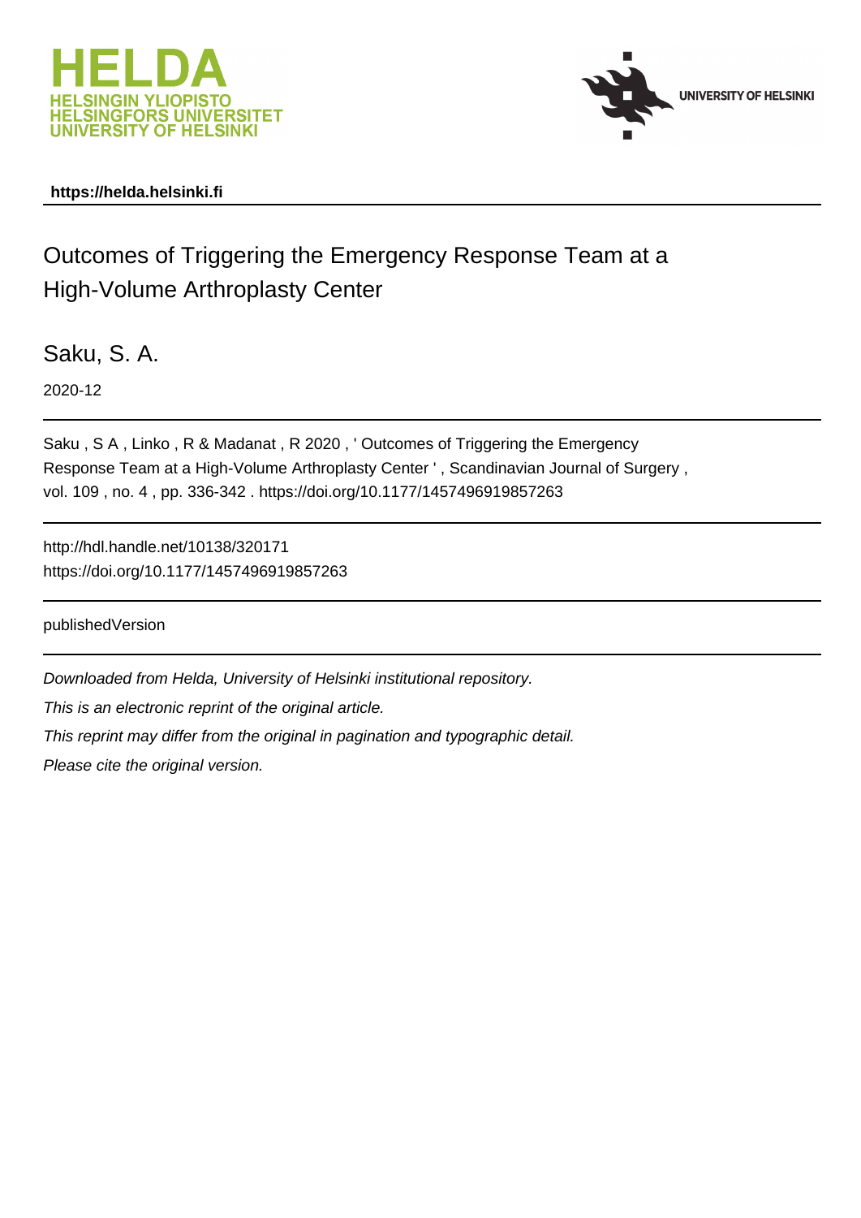HELDA
HELSINGIN YLIOPISTO
HELSINGFORS UNIVERSITET
UNIVERSITY OF HELSINKI

UNIVERSITY OF HELSINKI

**https://helda.helsinki.fi**

# Outcomes of Triggering the Emergency Response Team at a High-Volume Arthroplasty Center

Saku, S. A.

2020-12

Saku , S A , Linko , R & Madanat , R 2020 , ' Outcomes of Triggering the Emergency Response Team at a High-Volume Arthroplasty Center ' , Scandinavian Journal of Surgery , vol. 109 , no. 4 , pp. 336-342 . https://doi.org/10.1177/1457496919857263

http://hdl.handle.net/10138/320171
https://doi.org/10.1177/1457496919857263

publishedVersion

*Downloaded from Helda, University of Helsinki institutional repository.*

*This is an electronic reprint of the original article.*

*This reprint may differ from the original in pagination and typographic detail.*

*Please cite the original version.*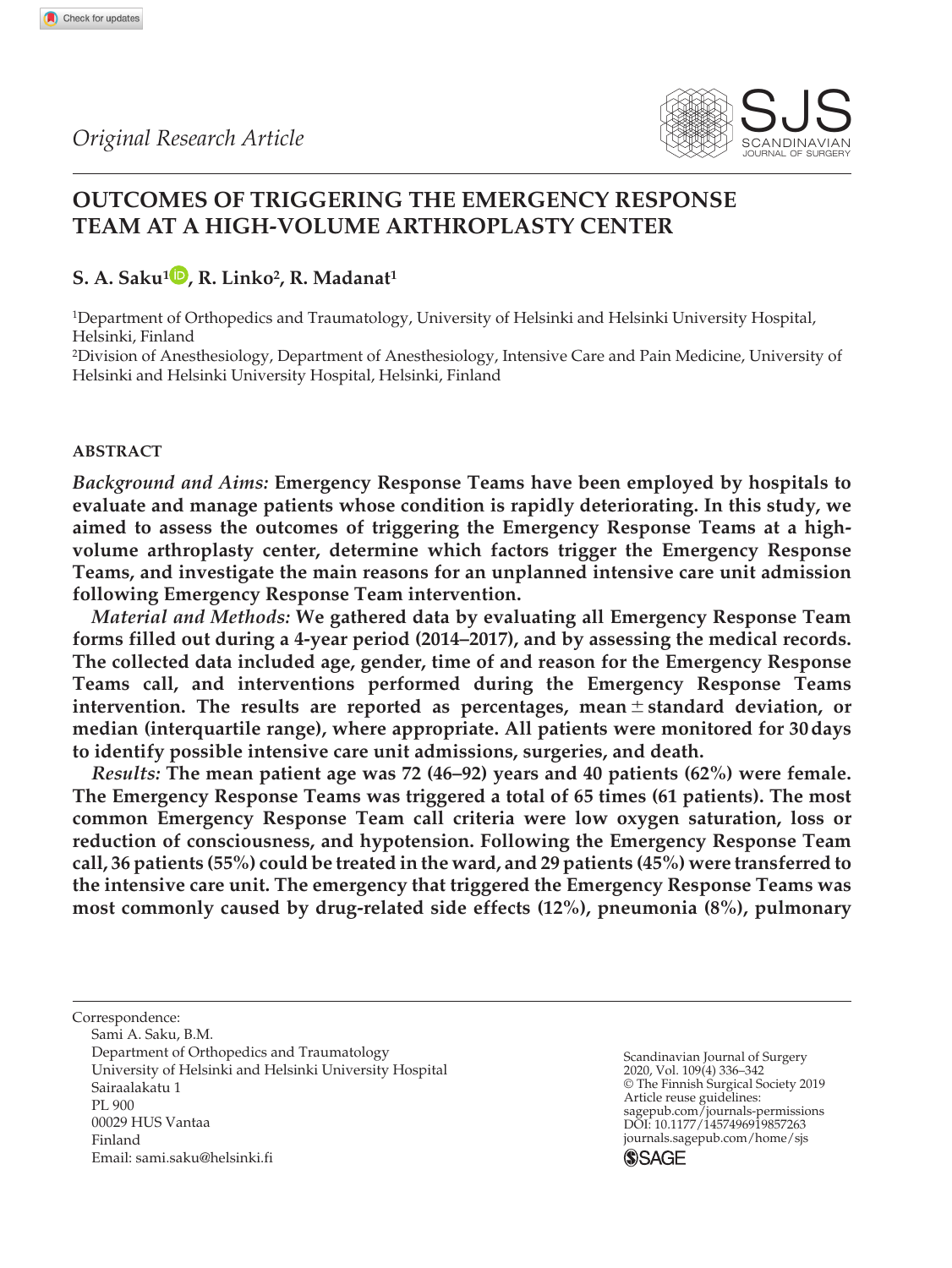*Original Research Article*

# OUTCOMES OF TRIGGERING THE EMERGENCY RESPONSE TEAM AT A HIGH-VOLUME ARTHROPLASTY CENTER

**S. A. Saku[1], R. Linko[2], R. Madanat[1]**

[1]Department of Orthopedics and Traumatology, University of Helsinki and Helsinki University Hospital, Helsinki, Finland

[2]Division of Anesthesiology, Department of Anesthesiology, Intensive Care and Pain Medicine, University of Helsinki and Helsinki University Hospital, Helsinki, Finland

## ABSTRACT

*Background and Aims:* **Emergency Response Teams have been employed by hospitals to evaluate and manage patients whose condition is rapidly deteriorating. In this study, we aimed to assess the outcomes of triggering the Emergency Response Teams at a high-volume arthroplasty center, determine which factors trigger the Emergency Response Teams, and investigate the main reasons for an unplanned intensive care unit admission following Emergency Response Team intervention.**

*Material and Methods:* **We gathered data by evaluating all Emergency Response Team forms filled out during a 4-year period (2014–2017), and by assessing the medical records. The collected data included age, gender, time of and reason for the Emergency Response Teams call, and interventions performed during the Emergency Response Teams intervention. The results are reported as percentages, mean ± standard deviation, or median (interquartile range), where appropriate. All patients were monitored for 30 days to identify possible intensive care unit admissions, surgeries, and death.**

*Results:* **The mean patient age was 72 (46–92) years and 40 patients (62%) were female. The Emergency Response Teams was triggered a total of 65 times (61 patients). The most common Emergency Response Team call criteria were low oxygen saturation, loss or reduction of consciousness, and hypotension. Following the Emergency Response Team call, 36 patients (55%) could be treated in the ward, and 29 patients (45%) were transferred to the intensive care unit. The emergency that triggered the Emergency Response Teams was most commonly caused by drug-related side effects (12%), pneumonia (8%), pulmonary**

Correspondence:
Sami A. Saku, B.M.
Department of Orthopedics and Traumatology
University of Helsinki and Helsinki University Hospital
Sairaalakatu 1
PL 900
00029 HUS Vantaa
Finland
Email: sami.saku@helsinki.fi

Scandinavian Journal of Surgery
2020, Vol. 109(4) 336–342
© The Finnish Surgical Society 2019
Article reuse guidelines:
sagepub.com/journals-permissions
DOI: 10.1177/1457496919857263
journals.sagepub.com/home/sjs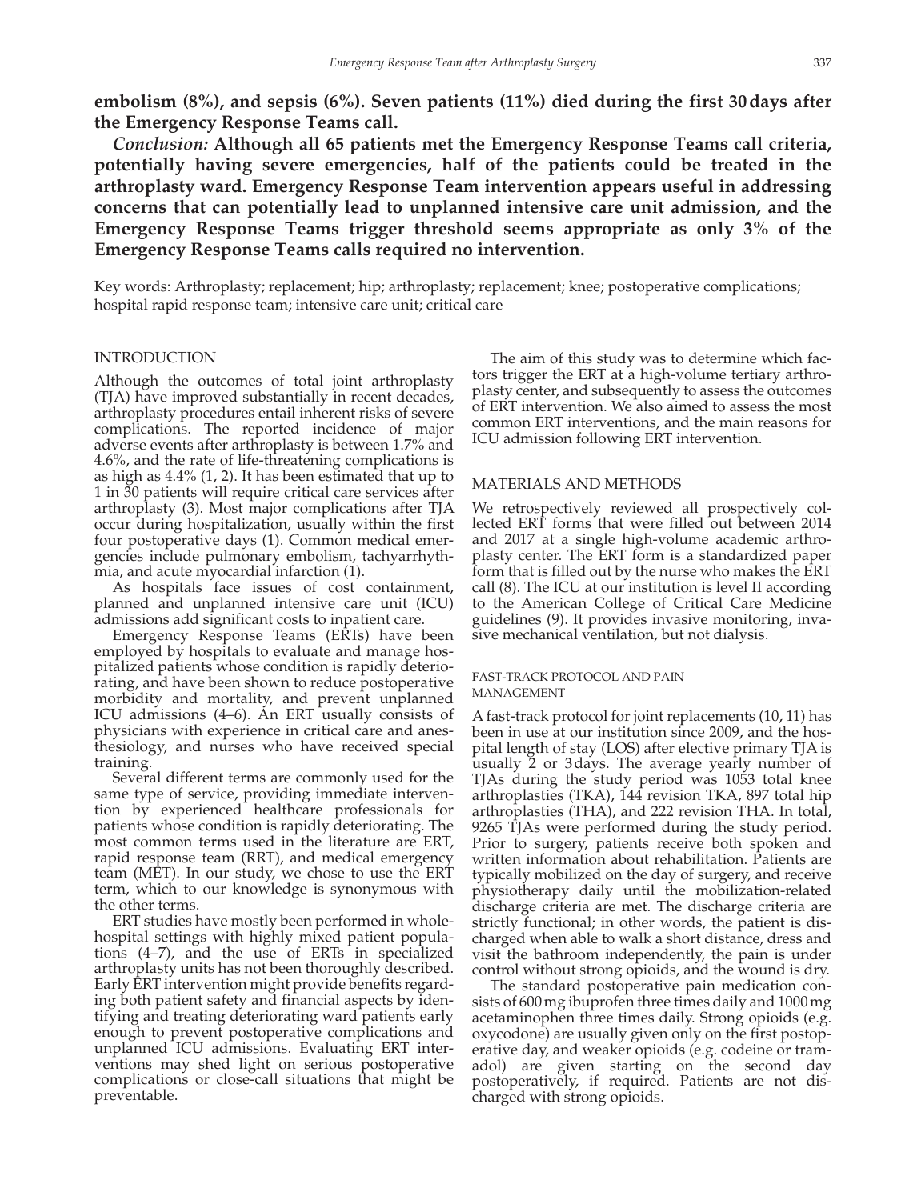**embolism (8%), and sepsis (6%). Seven patients (11%) died during the first 30 days after the Emergency Response Teams call.**

***Conclusion:*** **Although all 65 patients met the Emergency Response Teams call criteria, potentially having severe emergencies, half of the patients could be treated in the arthroplasty ward. Emergency Response Team intervention appears useful in addressing concerns that can potentially lead to unplanned intensive care unit admission, and the Emergency Response Teams trigger threshold seems appropriate as only 3% of the Emergency Response Teams calls required no intervention.**

Key words: Arthroplasty; replacement; hip; arthroplasty; replacement; knee; postoperative complications; hospital rapid response team; intensive care unit; critical care

## INTRODUCTION

Although the outcomes of total joint arthroplasty (TJA) have improved substantially in recent decades, arthroplasty procedures entail inherent risks of severe complications. The reported incidence of major adverse events after arthroplasty is between 1.7% and 4.6%, and the rate of life-threatening complications is as high as 4.4% (1, 2). It has been estimated that up to 1 in 30 patients will require critical care services after arthroplasty (3). Most major complications after TJA occur during hospitalization, usually within the first four postoperative days (1). Common medical emergencies include pulmonary embolism, tachyarrhythmia, and acute myocardial infarction (1).

As hospitals face issues of cost containment, planned and unplanned intensive care unit (ICU) admissions add significant costs to inpatient care.

Emergency Response Teams (ERTs) have been employed by hospitals to evaluate and manage hospitalized patients whose condition is rapidly deteriorating, and have been shown to reduce postoperative morbidity and mortality, and prevent unplanned ICU admissions (4–6). An ERT usually consists of physicians with experience in critical care and anesthesiology, and nurses who have received special training.

Several different terms are commonly used for the same type of service, providing immediate intervention by experienced healthcare professionals for patients whose condition is rapidly deteriorating. The most common terms used in the literature are ERT, rapid response team (RRT), and medical emergency team (MET). In our study, we chose to use the ERT term, which to our knowledge is synonymous with the other terms.

ERT studies have mostly been performed in whole-hospital settings with highly mixed patient populations (4–7), and the use of ERTs in specialized arthroplasty units has not been thoroughly described. Early ERT intervention might provide benefits regarding both patient safety and financial aspects by identifying and treating deteriorating ward patients early enough to prevent postoperative complications and unplanned ICU admissions. Evaluating ERT interventions may shed light on serious postoperative complications or close-call situations that might be preventable.

The aim of this study was to determine which factors trigger the ERT at a high-volume tertiary arthroplasty center, and subsequently to assess the outcomes of ERT intervention. We also aimed to assess the most common ERT interventions, and the main reasons for ICU admission following ERT intervention.

## MATERIALS AND METHODS

We retrospectively reviewed all prospectively collected ERT forms that were filled out between 2014 and 2017 at a single high-volume academic arthroplasty center. The ERT form is a standardized paper form that is filled out by the nurse who makes the ERT call (8). The ICU at our institution is level II according to the American College of Critical Care Medicine guidelines (9). It provides invasive monitoring, invasive mechanical ventilation, but not dialysis.

### FAST-TRACK PROTOCOL AND PAIN MANAGEMENT

A fast-track protocol for joint replacements (10, 11) has been in use at our institution since 2009, and the hospital length of stay (LOS) after elective primary TJA is usually 2 or 3 days. The average yearly number of TJAs during the study period was 1053 total knee arthroplasties (TKA), 144 revision TKA, 897 total hip arthroplasties (THA), and 222 revision THA. In total, 9265 TJAs were performed during the study period. Prior to surgery, patients receive both spoken and written information about rehabilitation. Patients are typically mobilized on the day of surgery, and receive physiotherapy daily until the mobilization-related discharge criteria are met. The discharge criteria are strictly functional; in other words, the patient is discharged when able to walk a short distance, dress and visit the bathroom independently, the pain is under control without strong opioids, and the wound is dry.

The standard postoperative pain medication consists of 600 mg ibuprofen three times daily and 1000 mg acetaminophen three times daily. Strong opioids (e.g. oxycodone) are usually given only on the first postoperative day, and weaker opioids (e.g. codeine or tramadol) are given starting on the second day postoperatively, if required. Patients are not discharged with strong opioids.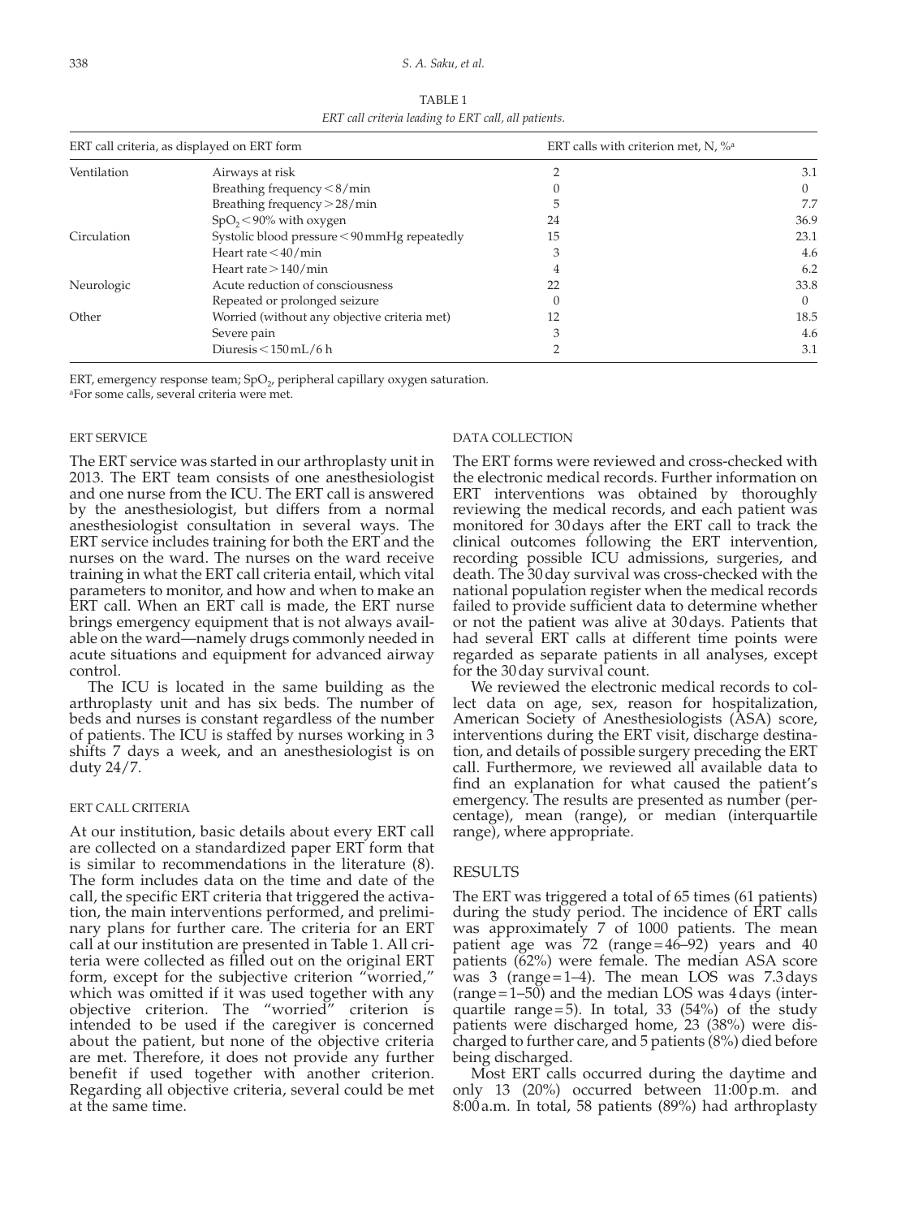TABLE 1

*ERT call criteria leading to ERT call, all patients.*

| ERT call criteria, as displayed on ERT form | | ERT calls with criterion met, N, %[a] | |
|---|---|---|---|
| Ventilation | Airways at risk | 2 | 3.1 |
| | Breathing frequency < 8/min | 0 | 0 |
| | Breathing frequency > 28/min | 5 | 7.7 |
| | $SpO_2$ < 90% with oxygen | 24 | 36.9 |
| Circulation | Systolic blood pressure < 90 mmHg repeatedly | 15 | 23.1 |
| | Heart rate < 40/min | 3 | 4.6 |
| | Heart rate > 140/min | 4 | 6.2 |
| Neurologic | Acute reduction of consciousness | 22 | 33.8 |
| | Repeated or prolonged seizure | 0 | 0 |
| Other | Worried (without any objective criteria met) | 12 | 18.5 |
| | Severe pain | 3 | 4.6 |
| | Diuresis < 150 mL/6 h | 2 | 3.1 |

ERT, emergency response team; $SpO_2$, peripheral capillary oxygen saturation.

[a]For some calls, several criteria were met.

### ERT SERVICE

The ERT service was started in our arthroplasty unit in 2013. The ERT team consists of one anesthesiologist and one nurse from the ICU. The ERT call is answered by the anesthesiologist, but differs from a normal anesthesiologist consultation in several ways. The ERT service includes training for both the ERT and the nurses on the ward. The nurses on the ward receive training in what the ERT call criteria entail, which vital parameters to monitor, and how and when to make an ERT call. When an ERT call is made, the ERT nurse brings emergency equipment that is not always available on the ward—namely drugs commonly needed in acute situations and equipment for advanced airway control.

The ICU is located in the same building as the arthroplasty unit and has six beds. The number of beds and nurses is constant regardless of the number of patients. The ICU is staffed by nurses working in 3 shifts 7 days a week, and an anesthesiologist is on duty 24/7.

### ERT CALL CRITERIA

At our institution, basic details about every ERT call are collected on a standardized paper ERT form that is similar to recommendations in the literature (8). The form includes data on the time and date of the call, the specific ERT criteria that triggered the activation, the main interventions performed, and preliminary plans for further care. The criteria for an ERT call at our institution are presented in Table 1. All criteria were collected as filled out on the original ERT form, except for the subjective criterion "worried," which was omitted if it was used together with any objective criterion. The "worried" criterion is intended to be used if the caregiver is concerned about the patient, but none of the objective criteria are met. Therefore, it does not provide any further benefit if used together with another criterion. Regarding all objective criteria, several could be met at the same time.

### DATA COLLECTION

The ERT forms were reviewed and cross-checked with the electronic medical records. Further information on ERT interventions was obtained by thoroughly reviewing the medical records, and each patient was monitored for 30 days after the ERT call to track the clinical outcomes following the ERT intervention, recording possible ICU admissions, surgeries, and death. The 30 day survival was cross-checked with the national population register when the medical records failed to provide sufficient data to determine whether or not the patient was alive at 30 days. Patients that had several ERT calls at different time points were regarded as separate patients in all analyses, except for the 30 day survival count.

We reviewed the electronic medical records to collect data on age, sex, reason for hospitalization, American Society of Anesthesiologists (ASA) score, interventions during the ERT visit, discharge destination, and details of possible surgery preceding the ERT call. Furthermore, we reviewed all available data to find an explanation for what caused the patient's emergency. The results are presented as number (percentage), mean (range), or median (interquartile range), where appropriate.

## RESULTS

The ERT was triggered a total of 65 times (61 patients) during the study period. The incidence of ERT calls was approximately 7 of 1000 patients. The mean patient age was 72 (range = 46–92) years and 40 patients (62%) were female. The median ASA score was 3 (range = 1–4). The mean LOS was 7.3 days (range = 1–50) and the median LOS was 4 days (interquartile range = 5). In total, 33 (54%) of the study patients were discharged home, 23 (38%) were discharged to further care, and 5 patients (8%) died before being discharged.

Most ERT calls occurred during the daytime and only 13 (20%) occurred between 11:00 p.m. and 8:00 a.m. In total, 58 patients (89%) had arthroplasty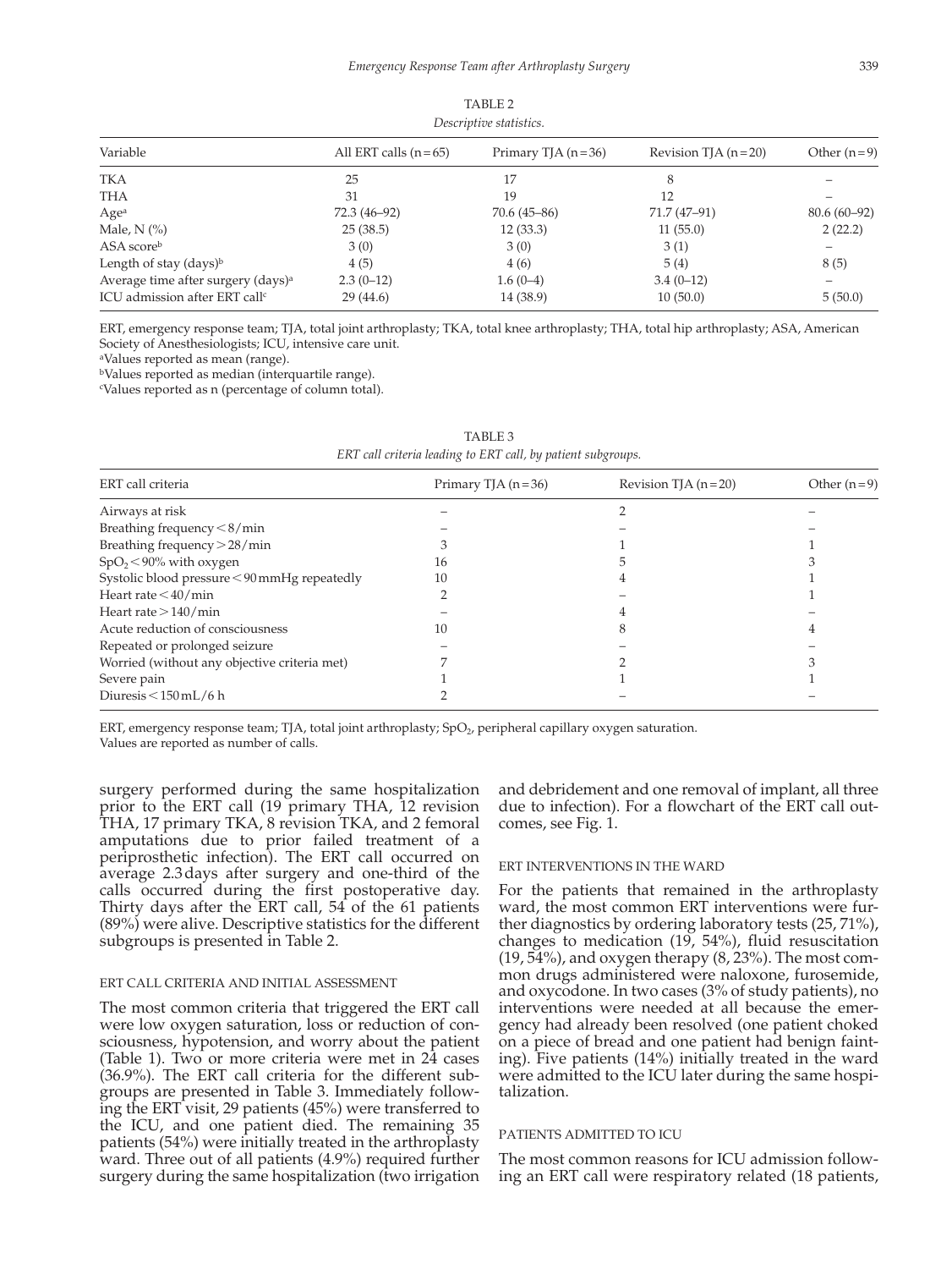TABLE 2
*Descriptive statistics.*

| Variable | All ERT calls (n = 65) | Primary TJA (n = 36) | Revision TJA (n = 20) | Other (n = 9) |
|---|---|---|---|---|
| TKA | 25 | 17 | 8 | – |
| THA | 31 | 19 | 12 | – |
| Age[a] | 72.3 (46–92) | 70.6 (45–86) | 71.7 (47–91) | 80.6 (60–92) |
| Male, N (%) | 25 (38.5) | 12 (33.3) | 11 (55.0) | 2 (22.2) |
| ASA score[b] | 3 (0) | 3 (0) | 3 (1) | – |
| Length of stay (days)[b] | 4 (5) | 4 (6) | 5 (4) | 8 (5) |
| Average time after surgery (days)[a] | 2.3 (0–12) | 1.6 (0–4) | 3.4 (0–12) | – |
| ICU admission after ERT call[c] | 29 (44.6) | 14 (38.9) | 10 (50.0) | 5 (50.0) |

ERT, emergency response team; TJA, total joint arthroplasty; TKA, total knee arthroplasty; THA, total hip arthroplasty; ASA, American Society of Anesthesiologists; ICU, intensive care unit.
[a]Values reported as mean (range).
[b]Values reported as median (interquartile range).
[c]Values reported as n (percentage of column total).

TABLE 3
*ERT call criteria leading to ERT call, by patient subgroups.*

| ERT call criteria | Primary TJA (n = 36) | Revision TJA (n = 20) | Other (n = 9) |
|---|---|---|---|
| Airways at risk | – | 2 | – |
| Breathing frequency < 8/min | – | – | – |
| Breathing frequency > 28/min | 3 | 1 | 1 |
| $SpO_2$ < 90% with oxygen | 16 | 5 | 3 |
| Systolic blood pressure < 90 mmHg repeatedly | 10 | 4 | 1 |
| Heart rate < 40/min | 2 | – | 1 |
| Heart rate > 140/min | – | 4 | – |
| Acute reduction of consciousness | 10 | 8 | 4 |
| Repeated or prolonged seizure | – | – | – |
| Worried (without any objective criteria met) | 7 | 2 | 3 |
| Severe pain | 1 | 1 | 1 |
| Diuresis < 150 mL/6 h | 2 | – | – |

ERT, emergency response team; TJA, total joint arthroplasty; $SpO_2$, peripheral capillary oxygen saturation.
Values are reported as number of calls.

surgery performed during the same hospitalization prior to the ERT call (19 primary THA, 12 revision THA, 17 primary TKA, 8 revision TKA, and 2 femoral amputations due to prior failed treatment of a periprosthetic infection). The ERT call occurred on average 2.3 days after surgery and one-third of the calls occurred during the first postoperative day. Thirty days after the ERT call, 54 of the 61 patients (89%) were alive. Descriptive statistics for the different subgroups is presented in Table 2.

### ERT CALL CRITERIA AND INITIAL ASSESSMENT

The most common criteria that triggered the ERT call were low oxygen saturation, loss or reduction of consciousness, hypotension, and worry about the patient (Table 1). Two or more criteria were met in 24 cases (36.9%). The ERT call criteria for the different subgroups are presented in Table 3. Immediately following the ERT visit, 29 patients (45%) were transferred to the ICU, and one patient died. The remaining 35 patients (54%) were initially treated in the arthroplasty ward. Three out of all patients (4.9%) required further surgery during the same hospitalization (two irrigation and debridement and one removal of implant, all three due to infection). For a flowchart of the ERT call outcomes, see Fig. 1.

### ERT INTERVENTIONS IN THE WARD

For the patients that remained in the arthroplasty ward, the most common ERT interventions were further diagnostics by ordering laboratory tests (25, 71%), changes to medication (19, 54%), fluid resuscitation (19, 54%), and oxygen therapy (8, 23%). The most common drugs administered were naloxone, furosemide, and oxycodone. In two cases (3% of study patients), no interventions were needed at all because the emergency had already been resolved (one patient choked on a piece of bread and one patient had benign fainting). Five patients (14%) initially treated in the ward were admitted to the ICU later during the same hospitalization.

### PATIENTS ADMITTED TO ICU

The most common reasons for ICU admission following an ERT call were respiratory related (18 patients,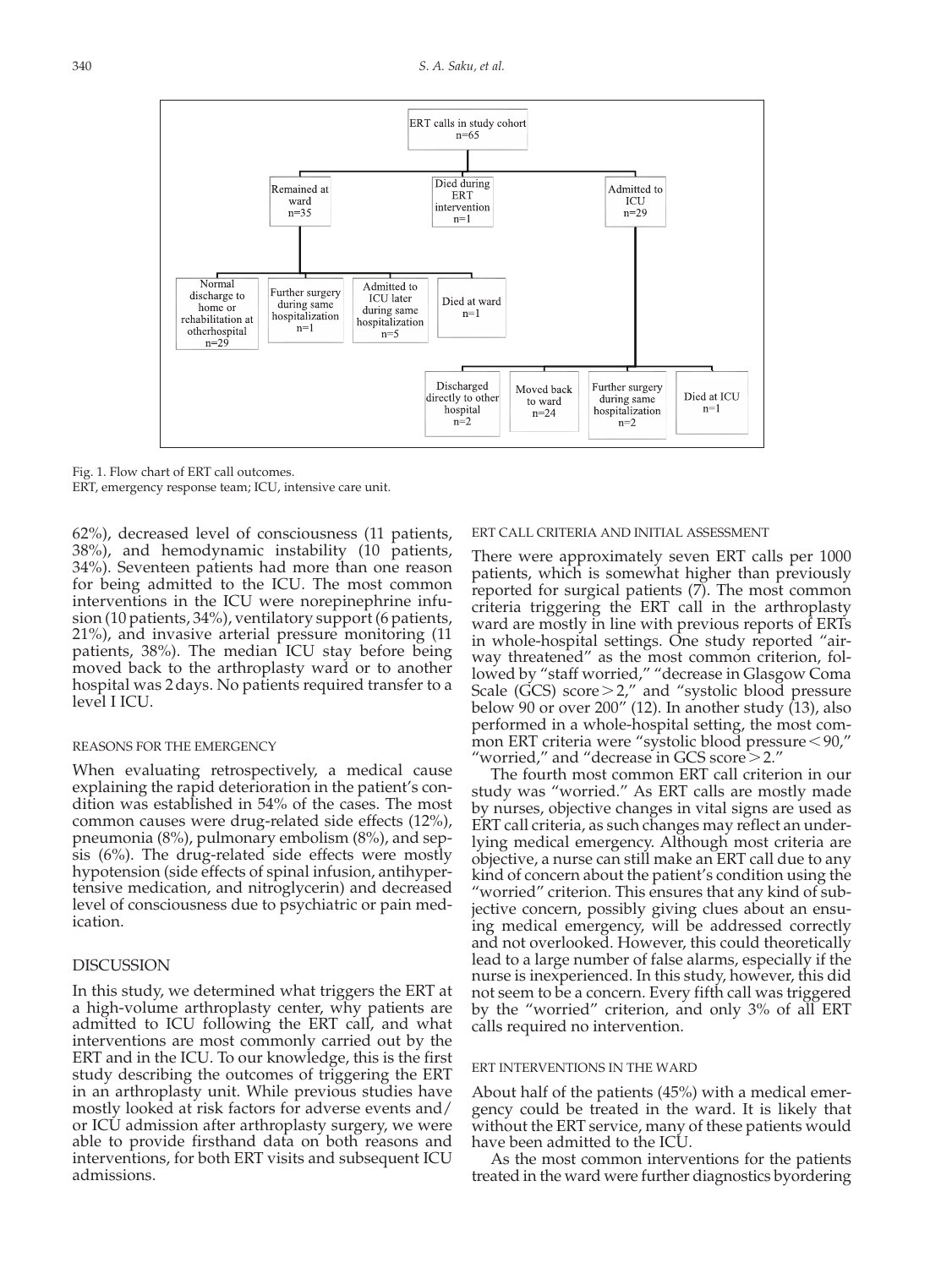Fig. 1. Flow chart of ERT call outcomes.
ERT, emergency response team; ICU, intensive care unit.

62%), decreased level of consciousness (11 patients, 38%), and hemodynamic instability (10 patients, 34%). Seventeen patients had more than one reason for being admitted to the ICU. The most common interventions in the ICU were norepinephrine infusion (10 patients, 34%), ventilatory support (6 patients, 21%), and invasive arterial pressure monitoring (11 patients, 38%). The median ICU stay before being moved back to the arthroplasty ward or to another hospital was 2 days. No patients required transfer to a level I ICU.

### REASONS FOR THE EMERGENCY

When evaluating retrospectively, a medical cause explaining the rapid deterioration in the patient's condition was established in 54% of the cases. The most common causes were drug-related side effects (12%), pneumonia (8%), pulmonary embolism (8%), and sepsis (6%). The drug-related side effects were mostly hypotension (side effects of spinal infusion, antihypertensive medication, and nitroglycerin) and decreased level of consciousness due to psychiatric or pain medication.

## DISCUSSION

In this study, we determined what triggers the ERT at a high-volume arthroplasty center, why patients are admitted to ICU following the ERT call, and what interventions are most commonly carried out by the ERT and in the ICU. To our knowledge, this is the first study describing the outcomes of triggering the ERT in an arthroplasty unit. While previous studies have mostly looked at risk factors for adverse events and/or ICU admission after arthroplasty surgery, we were able to provide firsthand data on both reasons and interventions, for both ERT visits and subsequent ICU admissions.

### ERT CALL CRITERIA AND INITIAL ASSESSMENT

There were approximately seven ERT calls per 1000 patients, which is somewhat higher than previously reported for surgical patients (7). The most common criteria triggering the ERT call in the arthroplasty ward are mostly in line with previous reports of ERTs in whole-hospital settings. One study reported "airway threatened" as the most common criterion, followed by "staff worried," "decrease in Glasgow Coma Scale (GCS) score > 2," and "systolic blood pressure below 90 or over 200" (12). In another study (13), also performed in a whole-hospital setting, the most common ERT criteria were "systolic blood pressure < 90," "worried," and "decrease in GCS score > 2."

The fourth most common ERT call criterion in our study was "worried." As ERT calls are mostly made by nurses, objective changes in vital signs are used as ERT call criteria, as such changes may reflect an underlying medical emergency. Although most criteria are objective, a nurse can still make an ERT call due to any kind of concern about the patient's condition using the "worried" criterion. This ensures that any kind of subjective concern, possibly giving clues about an ensuing medical emergency, will be addressed correctly and not overlooked. However, this could theoretically lead to a large number of false alarms, especially if the nurse is inexperienced. In this study, however, this did not seem to be a concern. Every fifth call was triggered by the "worried" criterion, and only 3% of all ERT calls required no intervention.

### ERT INTERVENTIONS IN THE WARD

About half of the patients (45%) with a medical emergency could be treated in the ward. It is likely that without the ERT service, many of these patients would have been admitted to the ICU.

As the most common interventions for the patients treated in the ward were further diagnostics byordering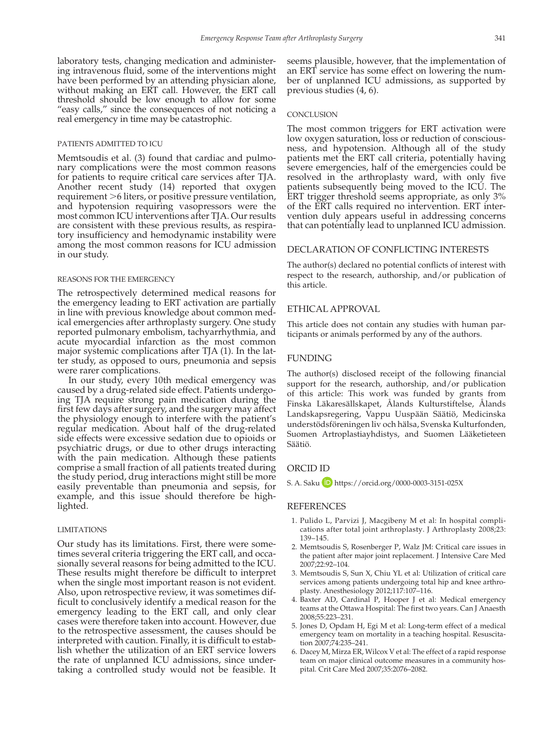laboratory tests, changing medication and administering intravenous fluid, some of the interventions might have been performed by an attending physician alone, without making an ERT call. However, the ERT call threshold should be low enough to allow for some "easy calls," since the consequences of not noticing a real emergency in time may be catastrophic.

### PATIENTS ADMITTED TO ICU

Memtsoudis et al. (3) found that cardiac and pulmonary complications were the most common reasons for patients to require critical care services after TJA. Another recent study (14) reported that oxygen requirement >6 liters, or positive pressure ventilation, and hypotension requiring vasopressors were the most common ICU interventions after TJA. Our results are consistent with these previous results, as respiratory insufficiency and hemodynamic instability were among the most common reasons for ICU admission in our study.

### REASONS FOR THE EMERGENCY

The retrospectively determined medical reasons for the emergency leading to ERT activation are partially in line with previous knowledge about common medical emergencies after arthroplasty surgery. One study reported pulmonary embolism, tachyarrhythmia, and acute myocardial infarction as the most common major systemic complications after TJA (1). In the latter study, as opposed to ours, pneumonia and sepsis were rarer complications.

In our study, every 10th medical emergency was caused by a drug-related side effect. Patients undergoing TJA require strong pain medication during the first few days after surgery, and the surgery may affect the physiology enough to interfere with the patient's regular medication. About half of the drug-related side effects were excessive sedation due to opioids or psychiatric drugs, or due to other drugs interacting with the pain medication. Although these patients comprise a small fraction of all patients treated during the study period, drug interactions might still be more easily preventable than pneumonia and sepsis, for example, and this issue should therefore be highlighted.

### LIMITATIONS

Our study has its limitations. First, there were sometimes several criteria triggering the ERT call, and occasionally several reasons for being admitted to the ICU. These results might therefore be difficult to interpret when the single most important reason is not evident. Also, upon retrospective review, it was sometimes difficult to conclusively identify a medical reason for the emergency leading to the ERT call, and only clear cases were therefore taken into account. However, due to the retrospective assessment, the causes should be interpreted with caution. Finally, it is difficult to establish whether the utilization of an ERT service lowers the rate of unplanned ICU admissions, since undertaking a controlled study would not be feasible. It seems plausible, however, that the implementation of an ERT service has some effect on lowering the number of unplanned ICU admissions, as supported by previous studies (4, 6).

### CONCLUSION

The most common triggers for ERT activation were low oxygen saturation, loss or reduction of consciousness, and hypotension. Although all of the study patients met the ERT call criteria, potentially having severe emergencies, half of the emergencies could be resolved in the arthroplasty ward, with only five patients subsequently being moved to the ICU. The ERT trigger threshold seems appropriate, as only 3% of the ERT calls required no intervention. ERT intervention duly appears useful in addressing concerns that can potentially lead to unplanned ICU admission.

## DECLARATION OF CONFLICTING INTERESTS

The author(s) declared no potential conflicts of interest with respect to the research, authorship, and/or publication of this article.

## ETHICAL APPROVAL

This article does not contain any studies with human participants or animals performed by any of the authors.

## FUNDING

The author(s) disclosed receipt of the following financial support for the research, authorship, and/or publication of this article: This work was funded by grants from Finska Läkaresällskapet, Ålands Kulturstiftelse, Ålands Landskapsregering, Vappu Uuspään Säätiö, Medicinska understödsföreningen liv och hälsa, Svenska Kulturfonden, Suomen Artroplastiayhdistys, and Suomen Lääketieteen Säätiö.

## ORCID ID

S. A. Saku https://orcid.org/0000-0003-3151-025X

## REFERENCES

1. Pulido L, Parvizi J, Macgibeny M et al: In hospital complications after total joint arthroplasty. J Arthroplasty 2008;23: 139–145.
2. Memtsoudis S, Rosenberger P, Walz JM: Critical care issues in the patient after major joint replacement. J Intensive Care Med 2007;22:92–104.
3. Memtsoudis S, Sun X, Chiu YL et al: Utilization of critical care services among patients undergoing total hip and knee arthroplasty. Anesthesiology 2012;117:107–116.
4. Baxter AD, Cardinal P, Hooper J et al: Medical emergency teams at the Ottawa Hospital: The first two years. Can J Anaesth 2008;55:223–231.
5. Jones D, Opdam H, Egi M et al: Long-term effect of a medical emergency team on mortality in a teaching hospital. Resuscitation 2007;74:235–241.
6. Dacey M, Mirza ER, Wilcox V et al: The effect of a rapid response team on major clinical outcome measures in a community hospital. Crit Care Med 2007;35:2076–2082.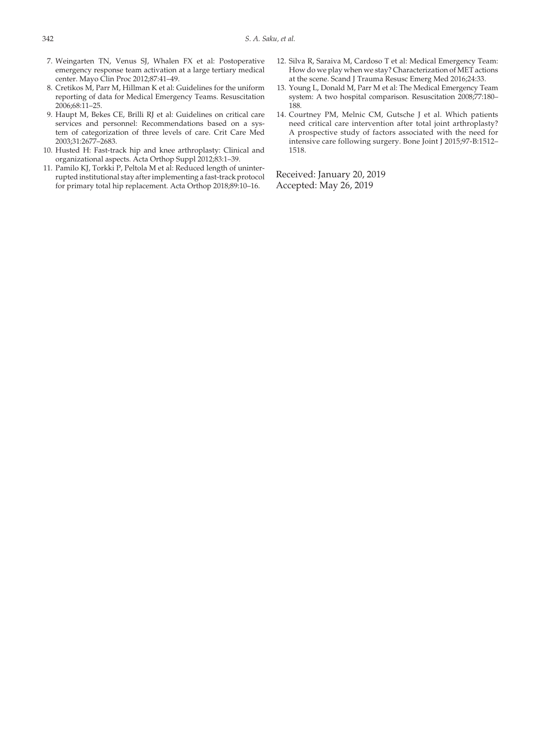7. Weingarten TN, Venus SJ, Whalen FX et al: Postoperative emergency response team activation at a large tertiary medical center. Mayo Clin Proc 2012;87:41–49.
8. Cretikos M, Parr M, Hillman K et al: Guidelines for the uniform reporting of data for Medical Emergency Teams. Resuscitation 2006;68:11–25.
9. Haupt M, Bekes CE, Brilli RJ et al: Guidelines on critical care services and personnel: Recommendations based on a system of categorization of three levels of care. Crit Care Med 2003;31:2677–2683.
10. Husted H: Fast-track hip and knee arthroplasty: Clinical and organizational aspects. Acta Orthop Suppl 2012;83:1–39.
11. Pamilo KJ, Torkki P, Peltola M et al: Reduced length of uninterrupted institutional stay after implementing a fast-track protocol for primary total hip replacement. Acta Orthop 2018;89:10–16.
12. Silva R, Saraiva M, Cardoso T et al: Medical Emergency Team: How do we play when we stay? Characterization of MET actions at the scene. Scand J Trauma Resusc Emerg Med 2016;24:33.
13. Young L, Donald M, Parr M et al: The Medical Emergency Team system: A two hospital comparison. Resuscitation 2008;77:180–188.
14. Courtney PM, Melnic CM, Gutsche J et al. Which patients need critical care intervention after total joint arthroplasty? A prospective study of factors associated with the need for intensive care following surgery. Bone Joint J 2015;97-B:1512–1518.

Received: January 20, 2019
Accepted: May 26, 2019